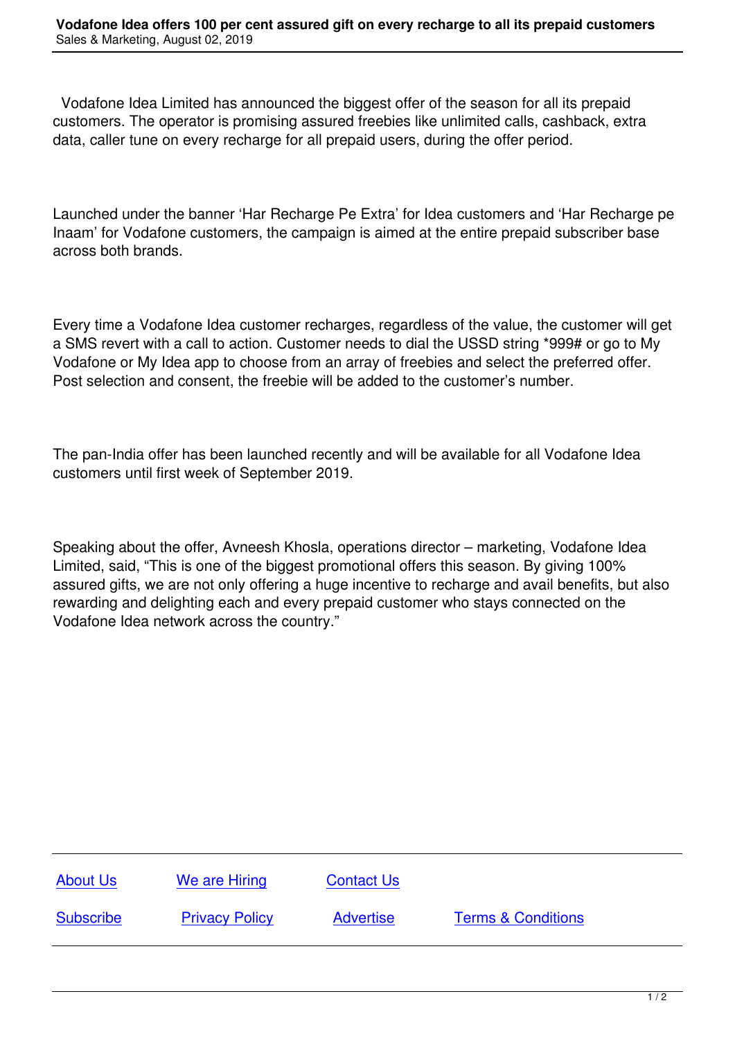Vodafone Idea Limited has announced the biggest offer of the season for all its prepaid customers. The operator is promising assured freebies like unlimited calls, cashback, extra data, caller tune on every recharge for all prepaid users, during the offer period.

Launched under the banner 'Har Recharge Pe Extra' for Idea customers and 'Har Recharge pe Inaam' for Vodafone customers, the campaign is aimed at the entire prepaid subscriber base across both brands.

Every time a Vodafone Idea customer recharges, regardless of the value, the customer will get a SMS revert with a call to action. Customer needs to dial the USSD string *999# or go to My Vodafone or My Idea app to choose from an array of freebies and select the preferred offer. Post selection and consent, the freebie will be added to the customer's number.

The pan-India offer has been launched recently and will be available for all Vodafone Idea customers until first week of September 2019.

Speaking about the offer, Avneesh Khosla, operations director – marketing, Vodafone Idea Limited, said, "This is one of the biggest promotional offers this season. By giving 100% assured gifts, we are not only offering a huge incentive to recharge and avail benefits, but also rewarding and delighting each and every prepaid customer who stays connected on the Vodafone Idea network across the country."

About Us We are Hiring Contact Us

Subscribe Privacy Policy Advertise Terms & Conditions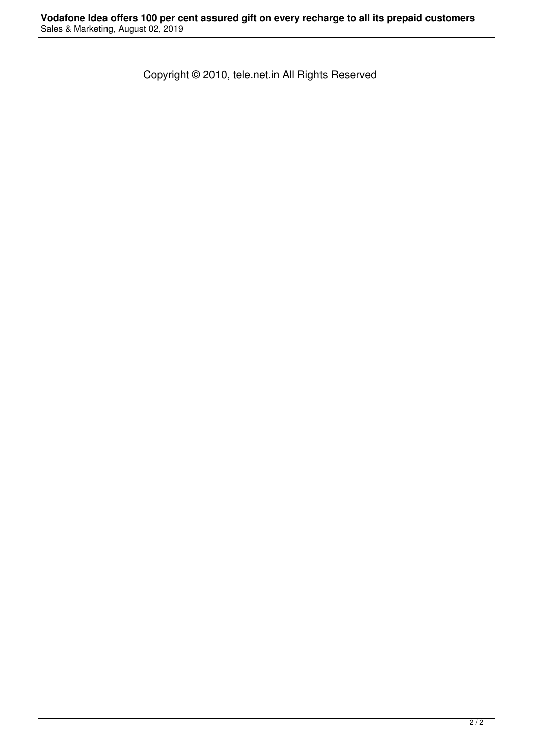Copyright © 2010, tele.net.in All Rights Reserved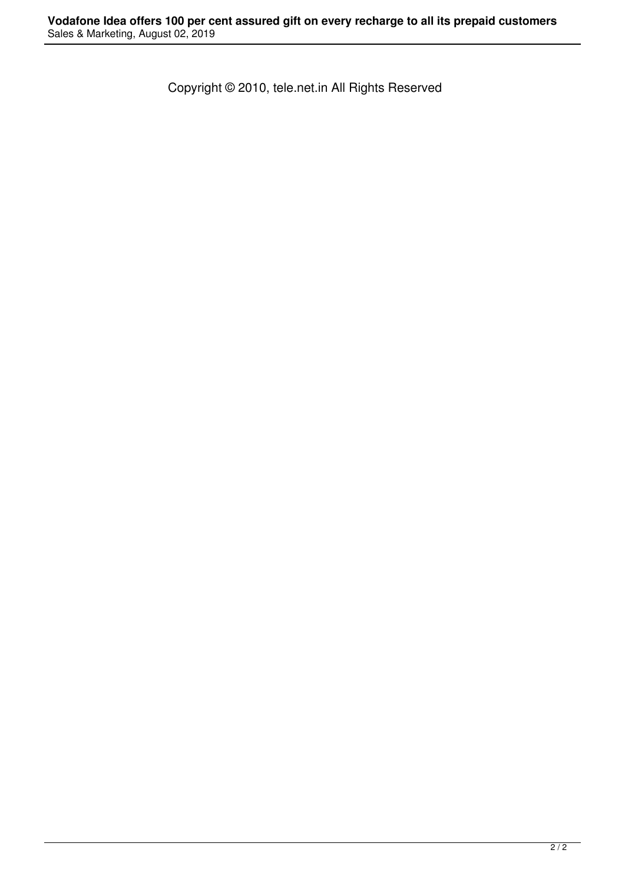Copyright © 2010, tele.net.in All Rights Reserved